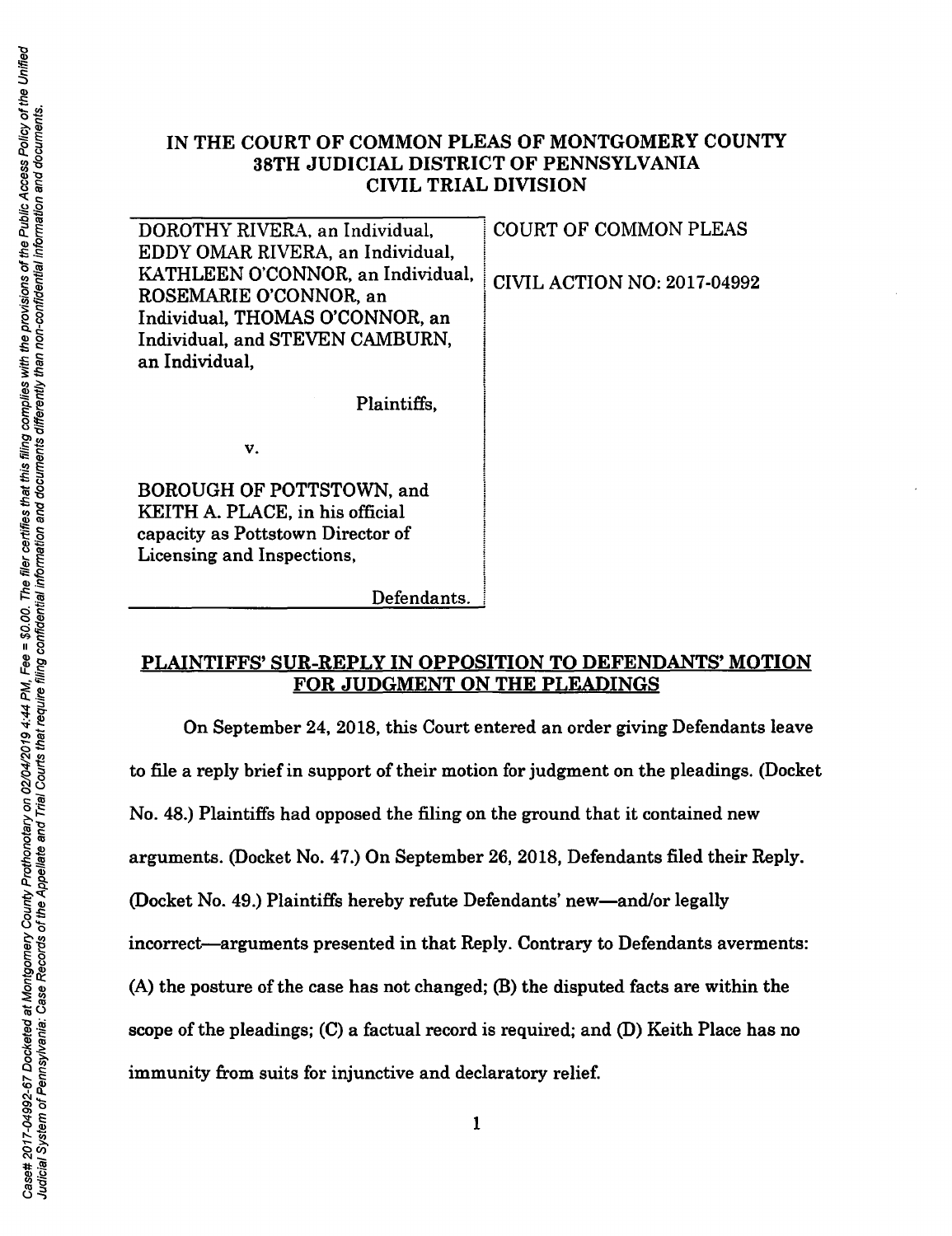# IN THE COURT OF COMMON PLEAS OF MONTGOMERY COUNTY 38TH JUDICIAL DISTRICT OF PENNSYLVANIA CIVIL TRIAL DIVISION

| | |
|---|---|
| DOROTHY RIVERA, an Individual, EDDY OMAR RIVERA, an Individual, KATHLEEN O'CONNOR, an Individual, ROSEMARIE O'CONNOR, an Individual, THOMAS O'CONNOR, an Individual, and STEVEN CAMBURN, an Individual,<br><br>Plaintiffs,<br><br>v.<br><br>BOROUGH OF POTTSTOWN, and KEITH A. PLACE, in his official capacity as Pottstown Director of Licensing and Inspections,<br><br>Defendants. | COURT OF COMMON PLEAS<br><br>CIVIL ACTION NO: 2017-04992 |

## PLAINTIFFS' SUR-REPLY IN OPPOSITION TO DEFENDANTS' MOTION FOR JUDGMENT ON THE PLEADINGS

On September 24, 2018, this Court entered an order giving Defendants leave to file a reply brief in support of their motion for judgment on the pleadings. (Docket No. 48.) Plaintiffs had opposed the filing on the ground that it contained new arguments. (Docket No. 47.) On September 26, 2018, Defendants filed their Reply. (Docket No. 49.) Plaintiffs hereby refute Defendants' new—and/or legally incorrect—arguments presented in that Reply. Contrary to Defendants averments: (A) the posture of the case has not changed; (B) the disputed facts are within the scope of the pleadings; (C) a factual record is required; and (D) Keith Place has no immunity from suits for injunctive and declaratory relief.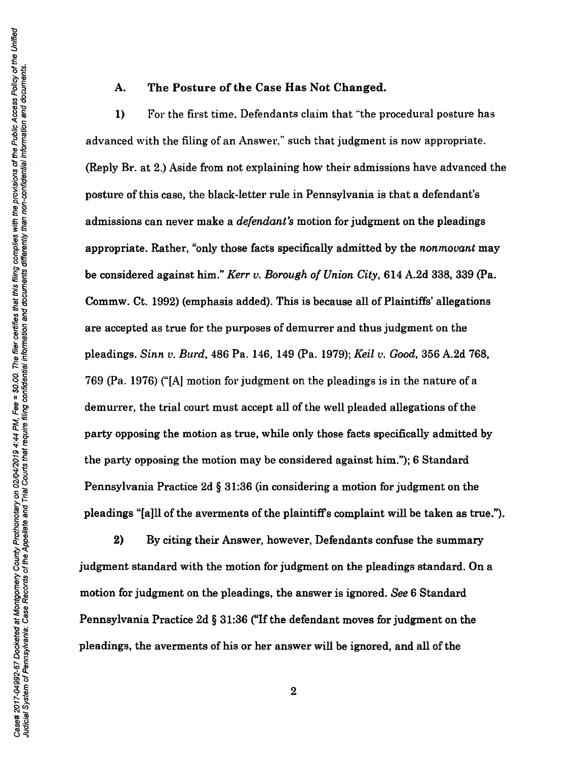### A. The Posture of the Case Has Not Changed.

**1)** For the first time, Defendants claim that "the procedural posture has advanced with the filing of an Answer," such that judgment is now appropriate. (Reply Br. at 2.) Aside from not explaining how their admissions have advanced the posture of this case, the black-letter rule in Pennsylvania is that a defendant's admissions can never make a *defendant's* motion for judgment on the pleadings appropriate. Rather, "only those facts specifically admitted by the *nonmovant* may be considered against him." *Kerr v. Borough of Union City*, 614 A.2d 338, 339 (Pa. Commw. Ct. 1992) (emphasis added). This is because all of Plaintiffs' allegations are accepted as true for the purposes of demurrer and thus judgment on the pleadings. *Sinn v. Burd*, 486 Pa. 146, 149 (Pa. 1979); *Keil v. Good*, 356 A.2d 768, 769 (Pa. 1976) ("[A] motion for judgment on the pleadings is in the nature of a demurrer, the trial court must accept all of the well pleaded allegations of the party opposing the motion as true, while only those facts specifically admitted by the party opposing the motion may be considered against him."); 6 Standard Pennsylvania Practice 2d § 31:36 (in considering a motion for judgment on the pleadings "[a]ll of the averments of the plaintiff's complaint will be taken as true.").

**2)** By citing their Answer, however, Defendants confuse the summary judgment standard with the motion for judgment on the pleadings standard. On a motion for judgment on the pleadings, the answer is ignored. *See* 6 Standard Pennsylvania Practice 2d § 31:36 ("If the defendant moves for judgment on the pleadings, the averments of his or her answer will be ignored, and all of the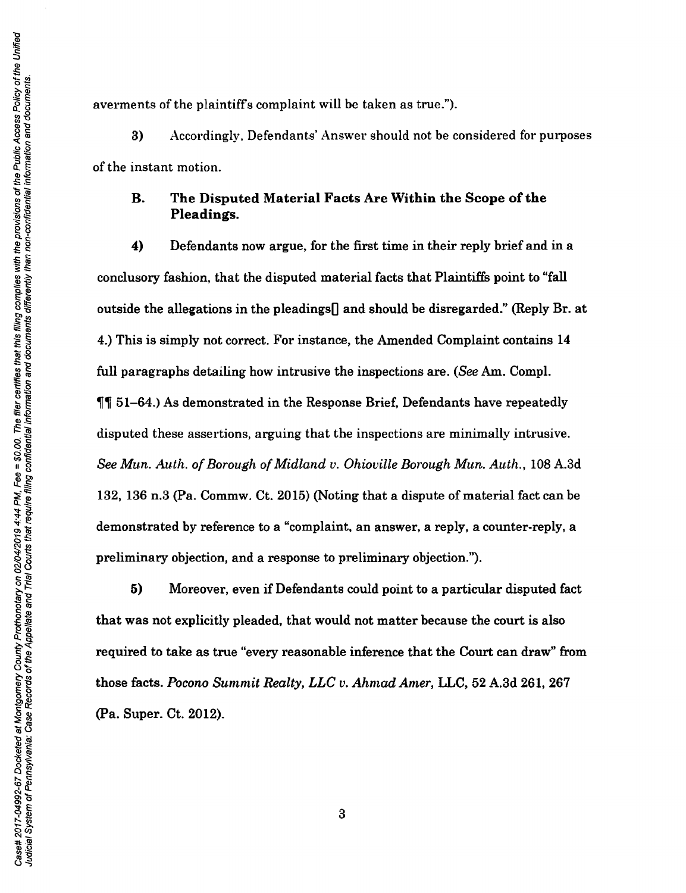averments of the plaintiff's complaint will be taken as true.").

**3)** Accordingly, Defendants' Answer should not be considered for purposes of the instant motion.

### B. The Disputed Material Facts Are Within the Scope of the Pleadings.

**4)** Defendants now argue, for the first time in their reply brief and in a conclusory fashion, that the disputed material facts that Plaintiffs point to "fall outside the allegations in the pleadings[] and should be disregarded." (Reply Br. at 4.) This is simply not correct. For instance, the Amended Complaint contains 14 full paragraphs detailing how intrusive the inspections are. (*See* Am. Compl. ¶¶ 51–64.) As demonstrated in the Response Brief, Defendants have repeatedly disputed these assertions, arguing that the inspections are minimally intrusive. *See Mun. Auth. of Borough of Midland v. Ohioville Borough Mun. Auth.*, 108 A.3d 132, 136 n.3 (Pa. Commw. Ct. 2015) (Noting that a dispute of material fact can be demonstrated by reference to a "complaint, an answer, a reply, a counter-reply, a preliminary objection, and a response to preliminary objection.").

**5)** Moreover, even if Defendants could point to a particular disputed fact that was not explicitly pleaded, that would not matter because the court is also required to take as true "every reasonable inference that the Court can draw" from those facts. *Pocono Summit Realty, LLC v. Ahmad Amer*, LLC, 52 A.3d 261, 267 (Pa. Super. Ct. 2012).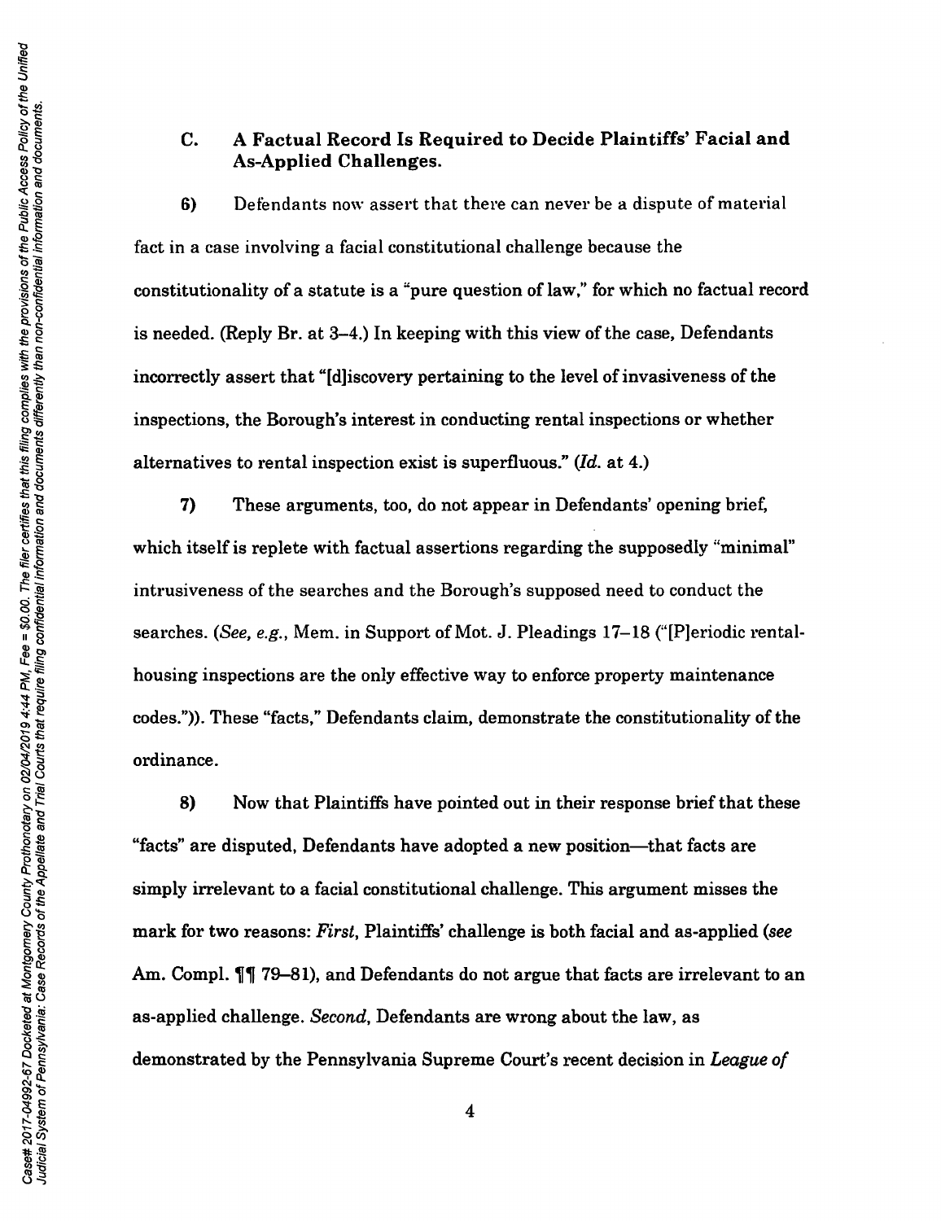### C. A Factual Record Is Required to Decide Plaintiffs' Facial and As-Applied Challenges.

6) Defendants now assert that there can never be a dispute of material fact in a case involving a facial constitutional challenge because the constitutionality of a statute is a "pure question of law," for which no factual record is needed. (Reply Br. at 3–4.) In keeping with this view of the case, Defendants incorrectly assert that "[d]iscovery pertaining to the level of invasiveness of the inspections, the Borough's interest in conducting rental inspections or whether alternatives to rental inspection exist is superfluous." (*Id.* at 4.)

7) These arguments, too, do not appear in Defendants' opening brief, which itself is replete with factual assertions regarding the supposedly "minimal" intrusiveness of the searches and the Borough's supposed need to conduct the searches. (*See, e.g.*, Mem. in Support of Mot. J. Pleadings 17–18 ("[P]eriodic rental-housing inspections are the only effective way to enforce property maintenance codes.")). These "facts," Defendants claim, demonstrate the constitutionality of the ordinance.

8) Now that Plaintiffs have pointed out in their response brief that these "facts" are disputed, Defendants have adopted a new position—that facts are simply irrelevant to a facial constitutional challenge. This argument misses the mark for two reasons: *First*, Plaintiffs' challenge is both facial and as-applied (*see* Am. Compl. ¶¶ 79–81), and Defendants do not argue that facts are irrelevant to an as-applied challenge. *Second*, Defendants are wrong about the law, as demonstrated by the Pennsylvania Supreme Court's recent decision in *League of*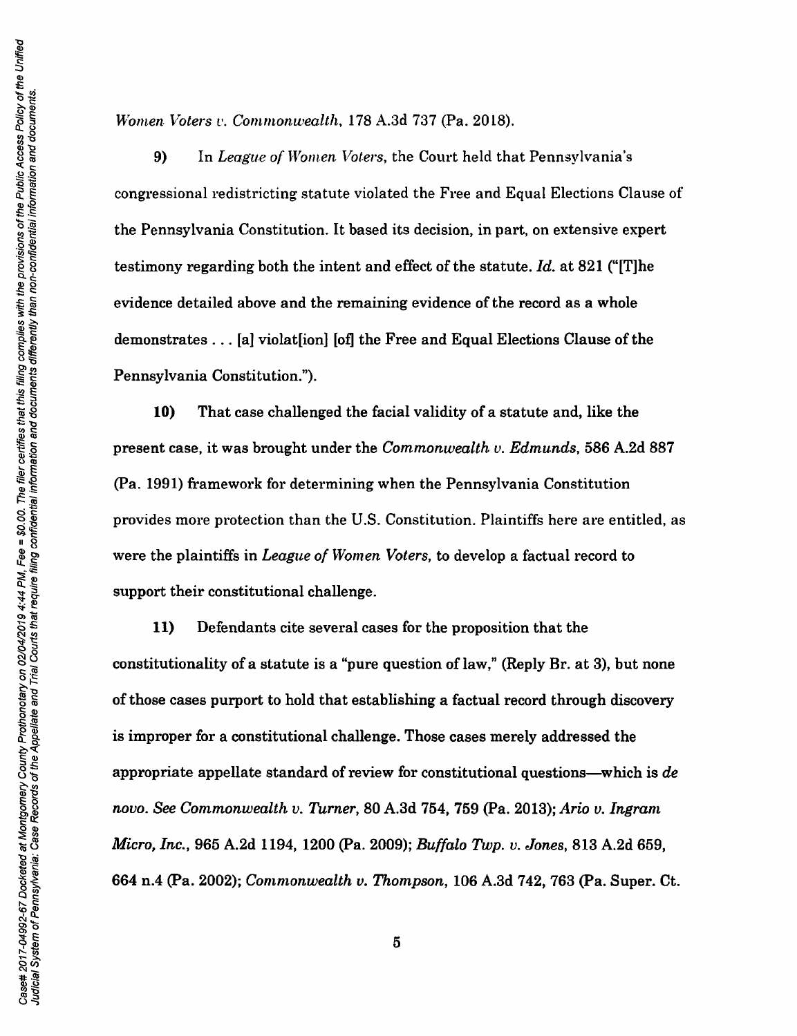*Women Voters v. Commonwealth*, 178 A.3d 737 (Pa. 2018).

**9)** In *League of Women Voters*, the Court held that Pennsylvania's congressional redistricting statute violated the Free and Equal Elections Clause of the Pennsylvania Constitution. It based its decision, in part, on extensive expert testimony regarding both the intent and effect of the statute. *Id.* at 821 ("[T]he evidence detailed above and the remaining evidence of the record as a whole demonstrates . . . [a] violat[ion] [of] the Free and Equal Elections Clause of the Pennsylvania Constitution.").

**10)** That case challenged the facial validity of a statute and, like the present case, it was brought under the *Commonwealth v. Edmunds*, 586 A.2d 887 (Pa. 1991) framework for determining when the Pennsylvania Constitution provides more protection than the U.S. Constitution. Plaintiffs here are entitled, as were the plaintiffs in *League of Women Voters*, to develop a factual record to support their constitutional challenge.

**11)** Defendants cite several cases for the proposition that the constitutionality of a statute is a "pure question of law," (Reply Br. at 3), but none of those cases purport to hold that establishing a factual record through discovery is improper for a constitutional challenge. Those cases merely addressed the appropriate appellate standard of review for constitutional questions—which is *de novo*. *See Commonwealth v. Turner*, 80 A.3d 754, 759 (Pa. 2013); *Ario v. Ingram Micro, Inc.*, 965 A.2d 1194, 1200 (Pa. 2009); *Buffalo Twp. v. Jones*, 813 A.2d 659, 664 n.4 (Pa. 2002); *Commonwealth v. Thompson*, 106 A.3d 742, 763 (Pa. Super. Ct.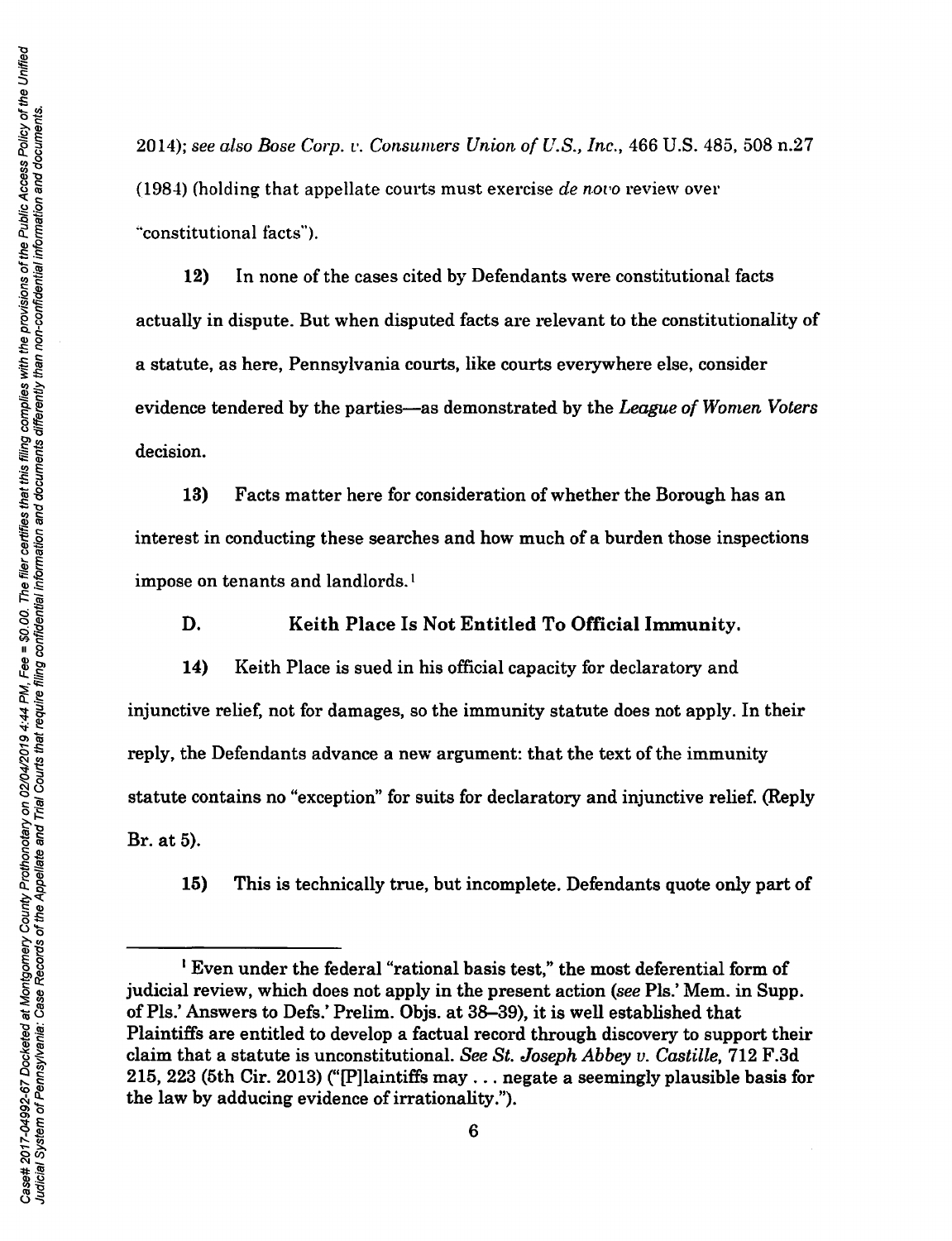2014); *see also Bose Corp. v. Consumers Union of U.S., Inc.*, 466 U.S. 485, 508 n.27 (1984) (holding that appellate courts must exercise *de novo* review over "constitutional facts").

**12)** In none of the cases cited by Defendants were constitutional facts actually in dispute. But when disputed facts are relevant to the constitutionality of a statute, as here, Pennsylvania courts, like courts everywhere else, consider evidence tendered by the parties—as demonstrated by the *League of Women Voters* decision.

**13)** Facts matter here for consideration of whether the Borough has an interest in conducting these searches and how much of a burden those inspections impose on tenants and landlords.[1]

### D. Keith Place Is Not Entitled To Official Immunity.

**14)** Keith Place is sued in his official capacity for declaratory and injunctive relief, not for damages, so the immunity statute does not apply. In their reply, the Defendants advance a new argument: that the text of the immunity statute contains no "exception" for suits for declaratory and injunctive relief. (Reply Br. at 5).

**15)** This is technically true, but incomplete. Defendants quote only part of

---

[1] Even under the federal "rational basis test," the most deferential form of judicial review, which does not apply in the present action (*see* Pls.' Mem. in Supp. of Pls.' Answers to Defs.' Prelim. Objs. at 38–39), it is well established that Plaintiffs are entitled to develop a factual record through discovery to support their claim that a statute is unconstitutional. *See St. Joseph Abbey v. Castille*, 712 F.3d 215, 223 (5th Cir. 2013) ("[P]laintiffs may . . . negate a seemingly plausible basis for the law by adducing evidence of irrationality.").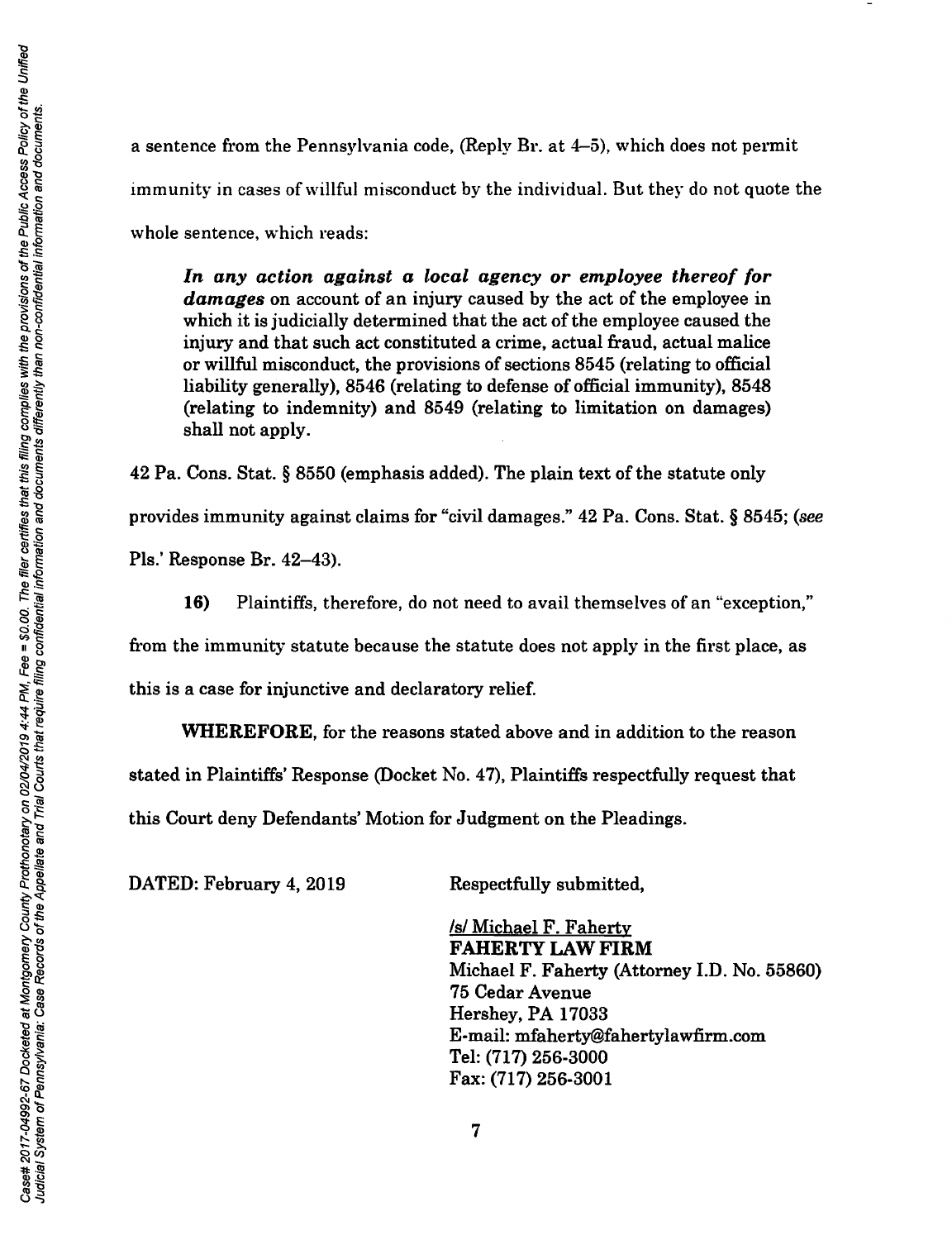a sentence from the Pennsylvania code, (Reply Br. at 4–5), which does not permit immunity in cases of willful misconduct by the individual. But they do not quote the whole sentence, which reads:

> ***In any action against a local agency or employee thereof for damages*** on account of an injury caused by the act of the employee in which it is judicially determined that the act of the employee caused the injury and that such act constituted a crime, actual fraud, actual malice or willful misconduct, the provisions of sections 8545 (relating to official liability generally), 8546 (relating to defense of official immunity), 8548 (relating to indemnity) and 8549 (relating to limitation on damages) shall not apply.

42 Pa. Cons. Stat. § 8550 (emphasis added). The plain text of the statute only provides immunity against claims for "civil damages." 42 Pa. Cons. Stat. § 8545; (*see* Pls.' Response Br. 42–43).

**16)** Plaintiffs, therefore, do not need to avail themselves of an "exception," from the immunity statute because the statute does not apply in the first place, as this is a case for injunctive and declaratory relief.

**WHEREFORE**, for the reasons stated above and in addition to the reason stated in Plaintiffs' Response (Docket No. 47), Plaintiffs respectfully request that this Court deny Defendants' Motion for Judgment on the Pleadings.

DATED: February 4, 2019

Respectfully submitted,

/s/ Michael F. Faherty
**FAHERTY LAW FIRM**
Michael F. Faherty (Attorney I.D. No. 55860)
75 Cedar Avenue
Hershey, PA 17033
E-mail: mfaherty@fahertylawfirm.com
Tel: (717) 256-3000
Fax: (717) 256-3001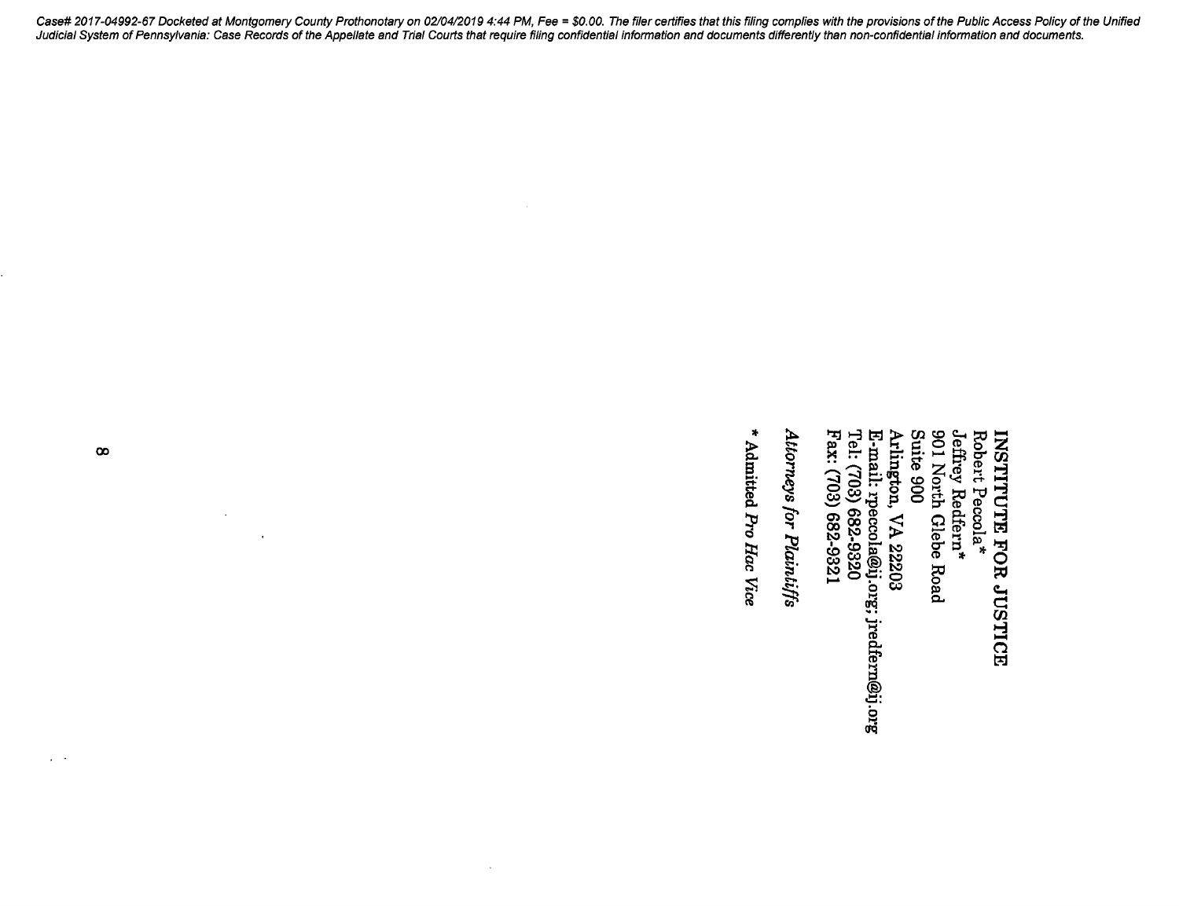**INSTITUTE FOR JUSTICE**
Robert Peccola*
Jeffrey Redfern*
901 North Glebe Road
Suite 900
Arlington, VA 22203
E-mail: rpeccola@ij.org; jredfern@ij.org
Tel: (703) 682-9320
Fax: (703) 682-9321

*Attorneys for Plaintiffs*

\* Admitted *Pro Hac Vice*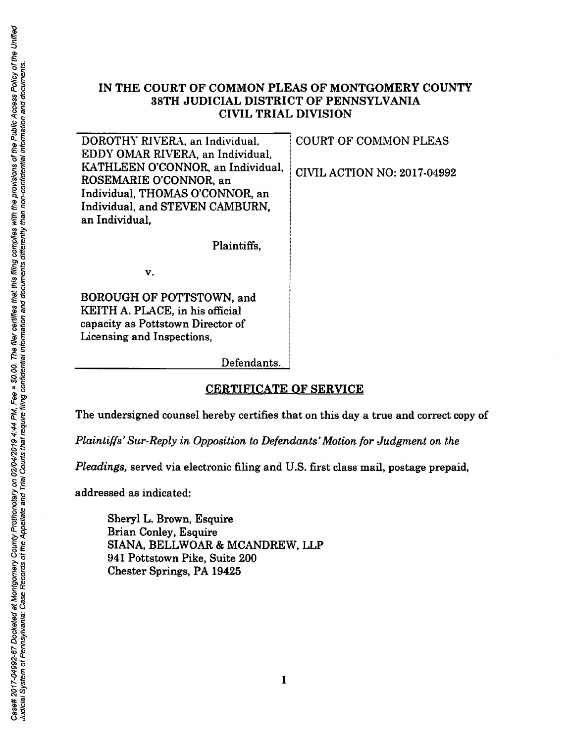**IN THE COURT OF COMMON PLEAS OF MONTGOMERY COUNTY**
**38TH JUDICIAL DISTRICT OF PENNSYLVANIA**
**CIVIL TRIAL DIVISION**

| | |
|---|---|
| DOROTHY RIVERA, an Individual, EDDY OMAR RIVERA, an Individual, KATHLEEN O'CONNOR, an Individual, ROSEMARIE O'CONNOR, an Individual, THOMAS O'CONNOR, an Individual, and STEVEN CAMBURN, an Individual,<br><br>Plaintiffs,<br><br>v.<br><br>BOROUGH OF POTTSTOWN, and KEITH A. PLACE, in his official capacity as Pottstown Director of Licensing and Inspections,<br><br>Defendants. | COURT OF COMMON PLEAS<br><br>CIVIL ACTION NO: 2017-04992 |

## CERTIFICATE OF SERVICE

The undersigned counsel hereby certifies that on this day a true and correct copy of *Plaintiffs' Sur-Reply in Opposition to Defendants' Motion for Judgment on the Pleadings,* served via electronic filing and U.S. first class mail, postage prepaid, addressed as indicated:

Sheryl L. Brown, Esquire
Brian Conley, Esquire
SIANA, BELLWOAR & MCANDREW, LLP
941 Pottstown Pike, Suite 200
Chester Springs, PA 19425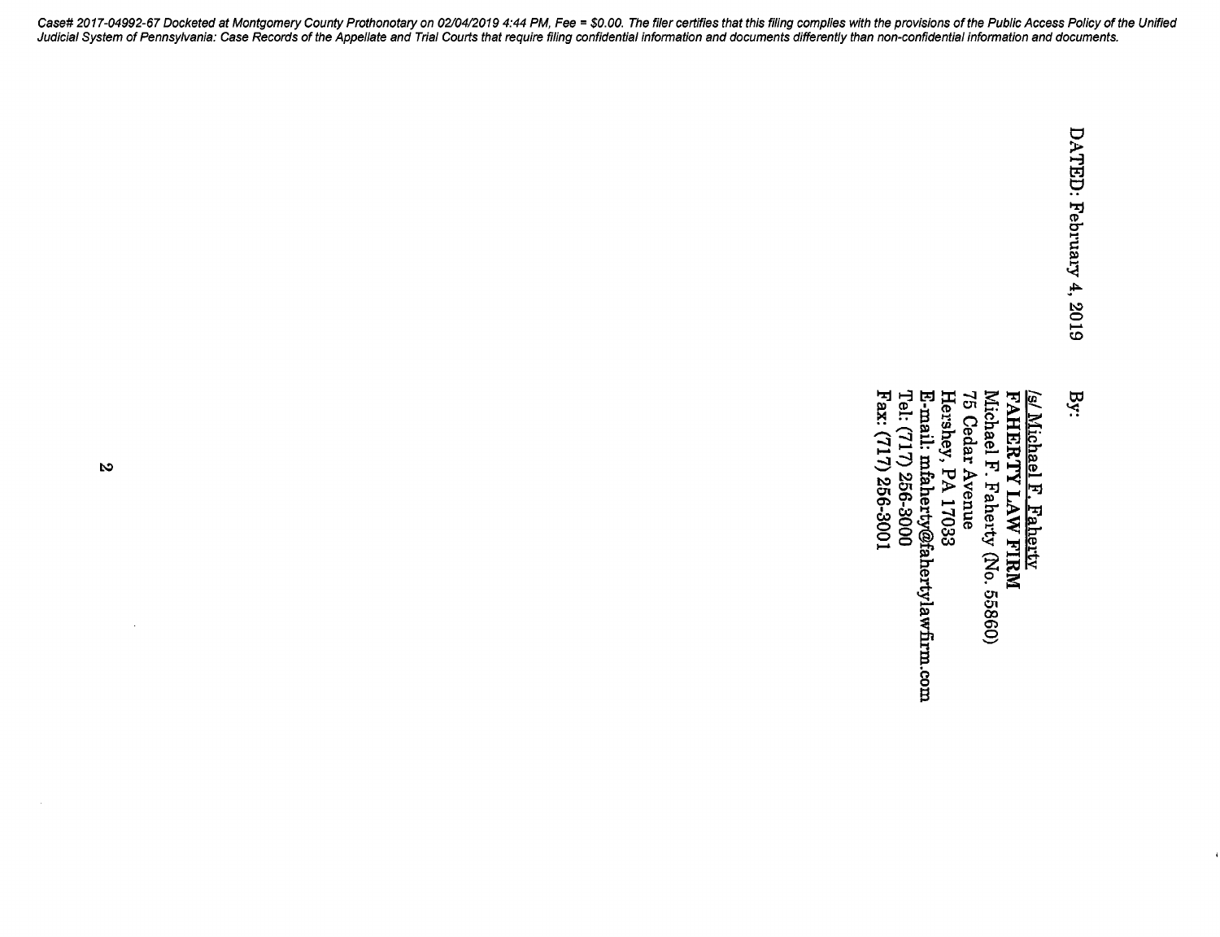Case# 2017-04992-67 Docketed at Montgomery County Prothonotary on 02/04/2019 4:44 PM, Fee = $0.00. The filer certifies that this filing complies with the provisions of the Public Access Policy of the Unified Judicial System of Pennsylvania: Case Records of the Appellate and Trial Courts that require filing confidential information and documents differently than non-confidential information and documents.

DATED: February 4, 2019

By:

/s/ Michael F. Faherty
**FAHERTY LAW FIRM**
Michael F. Faherty (No. 55860)
75 Cedar Avenue
Hershey, PA 17033
E-mail: mfaherty@fahertylawfirm.com
Tel: (717) 256-3000
Fax: (717) 256-3001